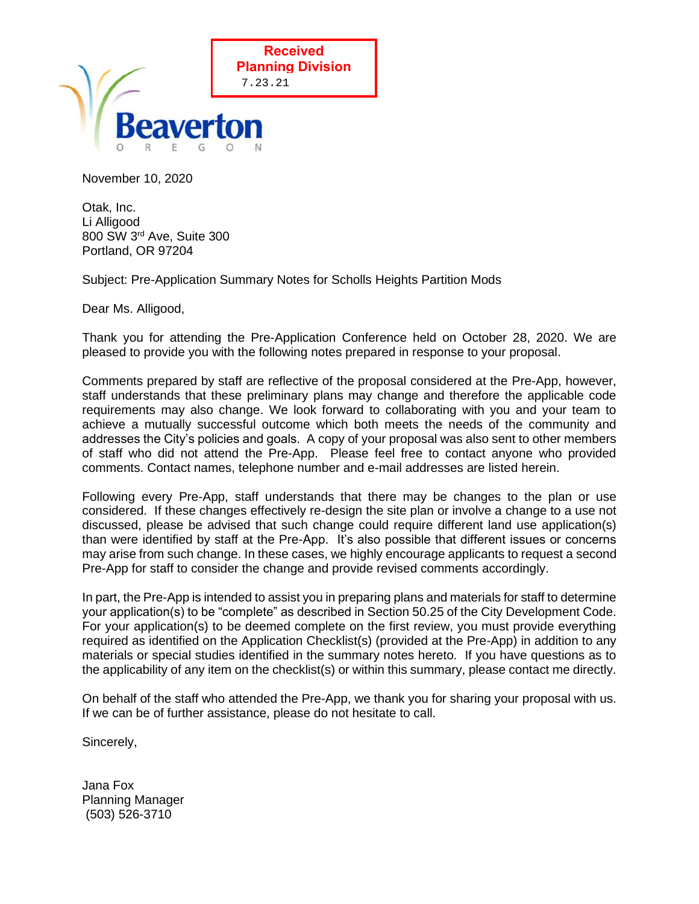Received
Planning Division
7.23.21

Beaverton
OREGON

November 10, 2020

Otak, Inc.
Li Alligood
800 SW 3rd Ave, Suite 300
Portland, OR 97204

Subject: Pre-Application Summary Notes for Scholls Heights Partition Mods

Dear Ms. Alligood,

Thank you for attending the Pre-Application Conference held on October 28, 2020. We are pleased to provide you with the following notes prepared in response to your proposal.

Comments prepared by staff are reflective of the proposal considered at the Pre-App, however, staff understands that these preliminary plans may change and therefore the applicable code requirements may also change. We look forward to collaborating with you and your team to achieve a mutually successful outcome which both meets the needs of the community and addresses the City's policies and goals. A copy of your proposal was also sent to other members of staff who did not attend the Pre-App. Please feel free to contact anyone who provided comments. Contact names, telephone number and e-mail addresses are listed herein.

Following every Pre-App, staff understands that there may be changes to the plan or use considered. If these changes effectively re-design the site plan or involve a change to a use not discussed, please be advised that such change could require different land use application(s) than were identified by staff at the Pre-App. It's also possible that different issues or concerns may arise from such change. In these cases, we highly encourage applicants to request a second Pre-App for staff to consider the change and provide revised comments accordingly.

In part, the Pre-App is intended to assist you in preparing plans and materials for staff to determine your application(s) to be "complete" as described in Section 50.25 of the City Development Code. For your application(s) to be deemed complete on the first review, you must provide everything required as identified on the Application Checklist(s) (provided at the Pre-App) in addition to any materials or special studies identified in the summary notes hereto. If you have questions as to the applicability of any item on the checklist(s) or within this summary, please contact me directly.

On behalf of the staff who attended the Pre-App, we thank you for sharing your proposal with us. If we can be of further assistance, please do not hesitate to call.

Sincerely,

Jana Fox
Planning Manager
(503) 526-3710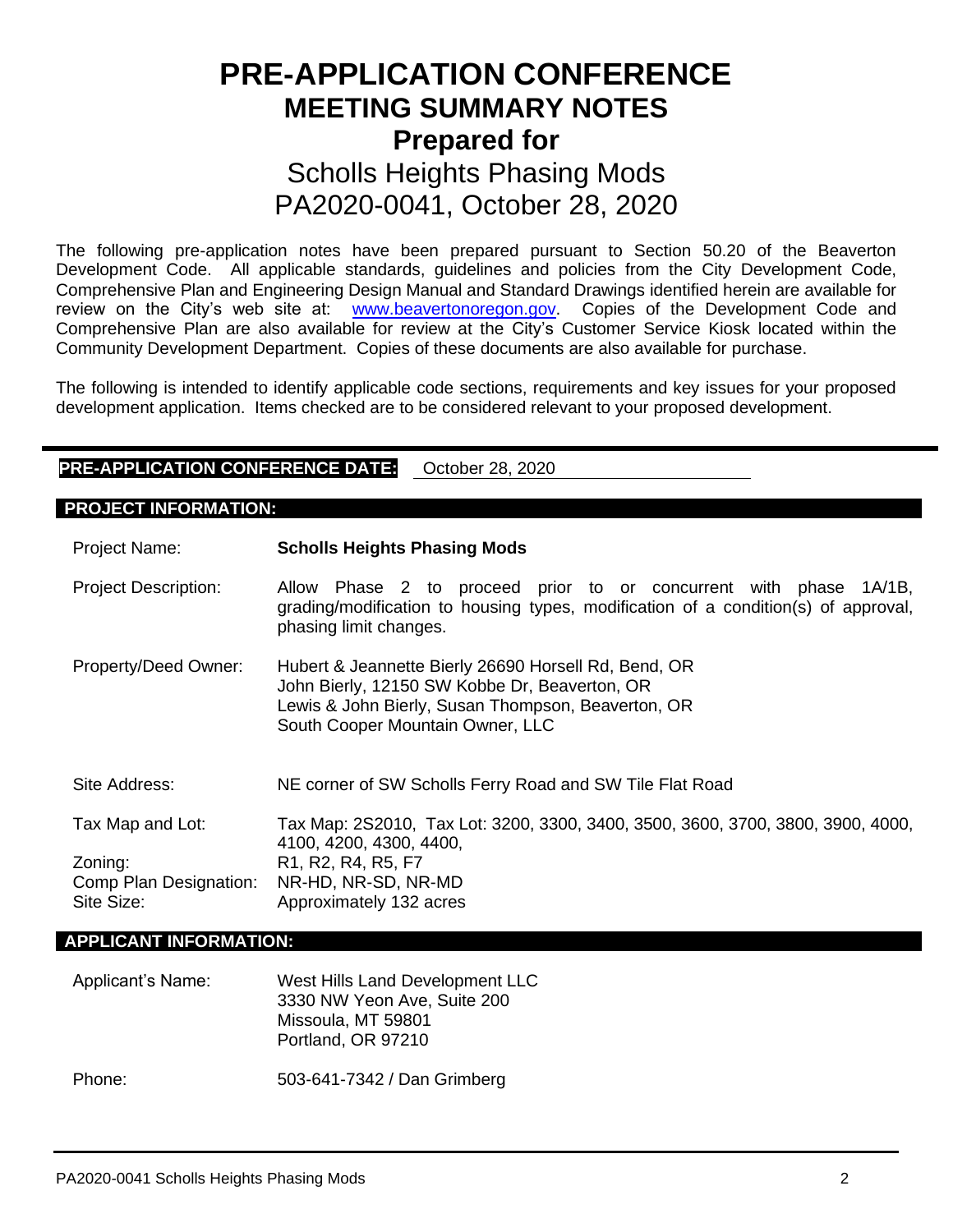# PRE-APPLICATION CONFERENCE

## MEETING SUMMARY NOTES

## Prepared for

## Scholls Heights Phasing Mods

## PA2020-0041, October 28, 2020

The following pre-application notes have been prepared pursuant to Section 50.20 of the Beaverton Development Code. All applicable standards, guidelines and policies from the City Development Code, Comprehensive Plan and Engineering Design Manual and Standard Drawings identified herein are available for review on the City's web site at: www.beavertonoregon.gov. Copies of the Development Code and Comprehensive Plan are also available for review at the City's Customer Service Kiosk located within the Community Development Department. Copies of these documents are also available for purchase.

The following is intended to identify applicable code sections, requirements and key issues for your proposed development application. Items checked are to be considered relevant to your proposed development.

**PRE-APPLICATION CONFERENCE DATE:** October 28, 2020

**PROJECT INFORMATION:**

| | |
|---|---|
| Project Name: | **Scholls Heights Phasing Mods** |
| Project Description: | Allow Phase 2 to proceed prior to or concurrent with phase 1A/1B, grading/modification to housing types, modification of a condition(s) of approval, phasing limit changes. |
| Property/Deed Owner: | Hubert & Jeannette Bierly 26690 Horsell Rd, Bend, OR<br>John Bierly, 12150 SW Kobbe Dr, Beaverton, OR<br>Lewis & John Bierly, Susan Thompson, Beaverton, OR<br>South Cooper Mountain Owner, LLC |
| Site Address: | NE corner of SW Scholls Ferry Road and SW Tile Flat Road |
| Tax Map and Lot: | Tax Map: 2S2010, Tax Lot: 3200, 3300, 3400, 3500, 3600, 3700, 3800, 3900, 4000, 4100, 4200, 4300, 4400, |
| Zoning: | R1, R2, R4, R5, F7 |
| Comp Plan Designation: | NR-HD, NR-SD, NR-MD |
| Site Size: | Approximately 132 acres |

**APPLICANT INFORMATION:**

| | |
|---|---|
| Applicant's Name: | West Hills Land Development LLC<br>3330 NW Yeon Ave, Suite 200<br>Missoula, MT 59801<br>Portland, OR 97210 |
| Phone: | 503-641-7342 / Dan Grimberg |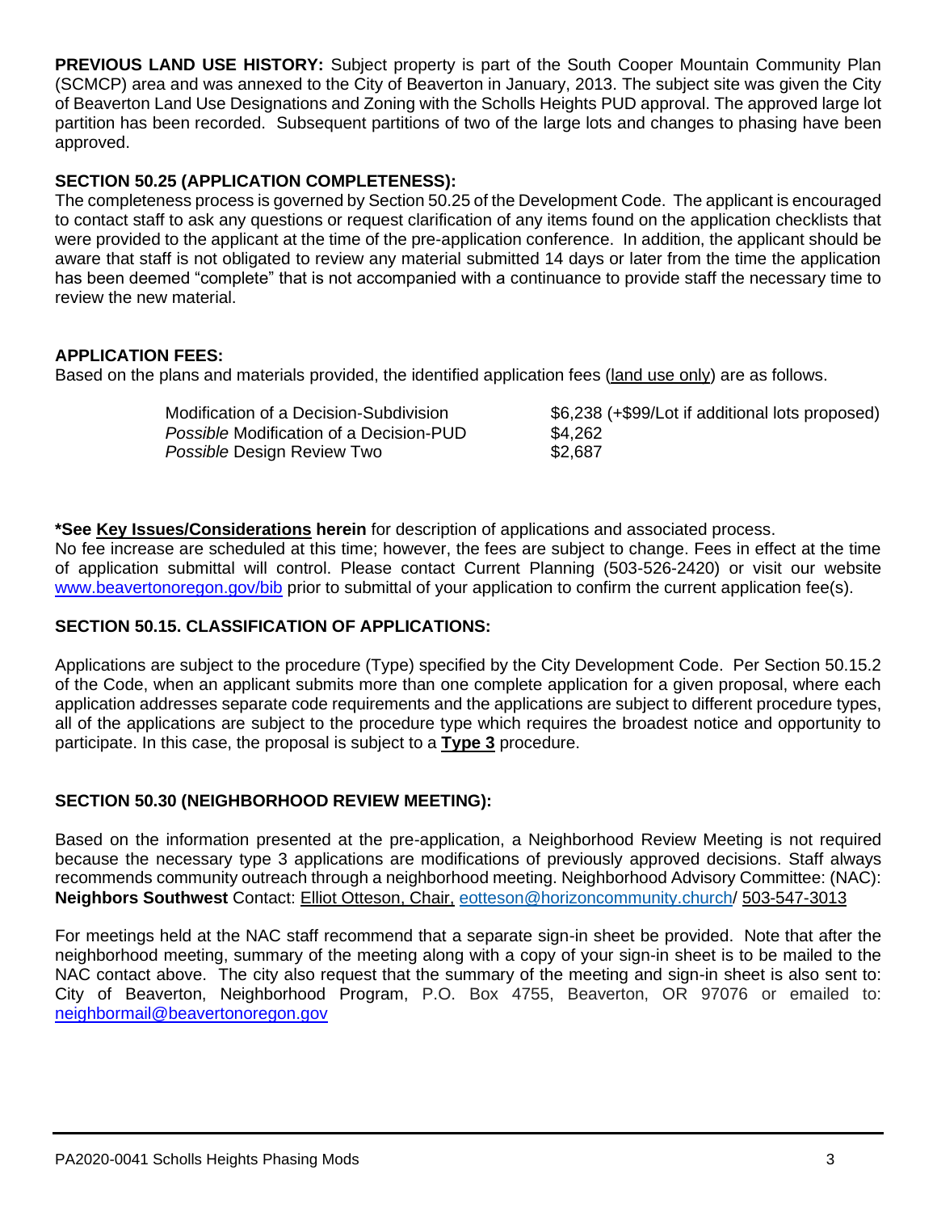**PREVIOUS LAND USE HISTORY:** Subject property is part of the South Cooper Mountain Community Plan (SCMCP) area and was annexed to the City of Beaverton in January, 2013. The subject site was given the City of Beaverton Land Use Designations and Zoning with the Scholls Heights PUD approval. The approved large lot partition has been recorded. Subsequent partitions of two of the large lots and changes to phasing have been approved.

**SECTION 50.25 (APPLICATION COMPLETENESS):**

The completeness process is governed by Section 50.25 of the Development Code. The applicant is encouraged to contact staff to ask any questions or request clarification of any items found on the application checklists that were provided to the applicant at the time of the pre-application conference. In addition, the applicant should be aware that staff is not obligated to review any material submitted 14 days or later from the time the application has been deemed "complete" that is not accompanied with a continuance to provide staff the necessary time to review the new material.

**APPLICATION FEES:**

Based on the plans and materials provided, the identified application fees (land use only) are as follows.

| | |
|---|---|
| Modification of a Decision-Subdivision | $6,238 (+$99/Lot if additional lots proposed) |
| *Possible* Modification of a Decision-PUD | $4,262 |
| *Possible* Design Review Two | $2,687 |

**\*See Key Issues/Considerations herein** for description of applications and associated process.

No fee increase are scheduled at this time; however, the fees are subject to change. Fees in effect at the time of application submittal will control. Please contact Current Planning (503-526-2420) or visit our website www.beavertonoregon.gov/bib prior to submittal of your application to confirm the current application fee(s).

**SECTION 50.15. CLASSIFICATION OF APPLICATIONS:**

Applications are subject to the procedure (Type) specified by the City Development Code. Per Section 50.15.2 of the Code, when an applicant submits more than one complete application for a given proposal, where each application addresses separate code requirements and the applications are subject to different procedure types, all of the applications are subject to the procedure type which requires the broadest notice and opportunity to participate. In this case, the proposal is subject to a **Type 3** procedure.

**SECTION 50.30 (NEIGHBORHOOD REVIEW MEETING):**

Based on the information presented at the pre-application, a Neighborhood Review Meeting is not required because the necessary type 3 applications are modifications of previously approved decisions. Staff always recommends community outreach through a neighborhood meeting. Neighborhood Advisory Committee: (NAC): **Neighbors Southwest** Contact: Elliot Otteson, Chair, eotteson@horizoncommunity.church/ 503-547-3013

For meetings held at the NAC staff recommend that a separate sign-in sheet be provided. Note that after the neighborhood meeting, summary of the meeting along with a copy of your sign-in sheet is to be mailed to the NAC contact above. The city also request that the summary of the meeting and sign-in sheet is also sent to: City of Beaverton, Neighborhood Program, P.O. Box 4755, Beaverton, OR 97076 or emailed to: neighbormail@beavertonoregon.gov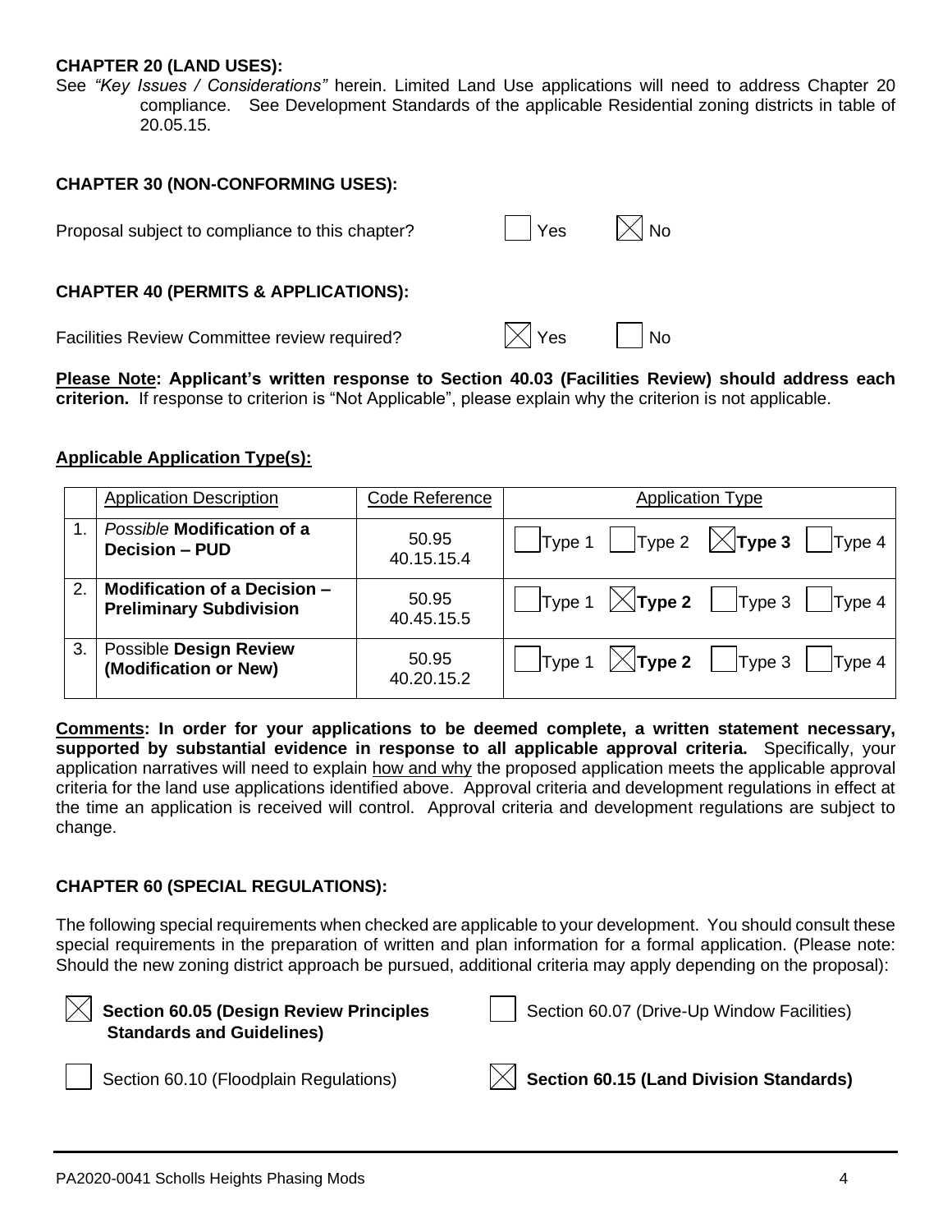**CHAPTER 20 (LAND USES):**

See *"Key Issues / Considerations"* herein. Limited Land Use applications will need to address Chapter 20 compliance. See Development Standards of the applicable Residential zoning districts in table of 20.05.15.

**CHAPTER 30 (NON-CONFORMING USES):**

Proposal subject to compliance to this chapter? ☐ Yes ☒ No

**CHAPTER 40 (PERMITS & APPLICATIONS):**

Facilities Review Committee review required? ☒ Yes ☐ No

**Please Note: Applicant's written response to Section 40.03 (Facilities Review) should address each criterion.** If response to criterion is "Not Applicable", please explain why the criterion is not applicable.

**Applicable Application Type(s):**

| | Application Description | Code Reference | Application Type |
|---|---|---|---|
| 1. | *Possible* **Modification of a Decision – PUD** | 50.95 40.15.15.4 | ☐ Type 1 ☐ Type 2 ☒ **Type 3** ☐ Type 4 |
| 2. | **Modification of a Decision – Preliminary Subdivision** | 50.95 40.45.15.5 | ☐ Type 1 ☒ **Type 2** ☐ Type 3 ☐ Type 4 |
| 3. | Possible **Design Review (Modification or New)** | 50.95 40.20.15.2 | ☐ Type 1 ☒ **Type 2** ☐ Type 3 ☐ Type 4 |

**Comments: In order for your applications to be deemed complete, a written statement necessary, supported by substantial evidence in response to all applicable approval criteria.** Specifically, your application narratives will need to explain how and why the proposed application meets the applicable approval criteria for the land use applications identified above. Approval criteria and development regulations in effect at the time an application is received will control. Approval criteria and development regulations are subject to change.

**CHAPTER 60 (SPECIAL REGULATIONS):**

The following special requirements when checked are applicable to your development. You should consult these special requirements in the preparation of written and plan information for a formal application. (Please note: Should the new zoning district approach be pursued, additional criteria may apply depending on the proposal):

☒ **Section 60.05 (Design Review Principles Standards and Guidelines)**

☐ Section 60.07 (Drive-Up Window Facilities)

☐ Section 60.10 (Floodplain Regulations)

☒ **Section 60.15 (Land Division Standards)**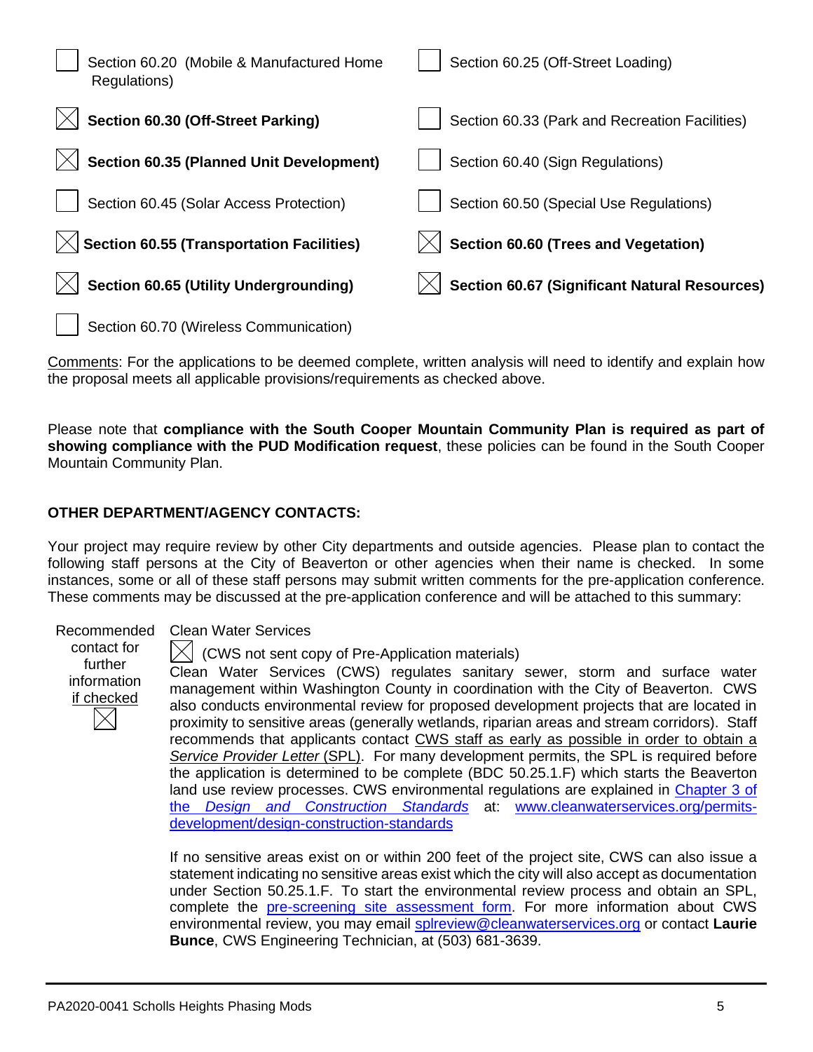- [ ] Section 60.20 (Mobile & Manufactured Home Regulations)
- [ ] Section 60.25 (Off-Street Loading)
- [x] **Section 60.30 (Off-Street Parking)**
- [ ] Section 60.33 (Park and Recreation Facilities)
- [x] **Section 60.35 (Planned Unit Development)**
- [ ] Section 60.40 (Sign Regulations)
- [ ] Section 60.45 (Solar Access Protection)
- [ ] Section 60.50 (Special Use Regulations)
- [x] **Section 60.55 (Transportation Facilities)**
- [x] **Section 60.60 (Trees and Vegetation)**
- [x] **Section 60.65 (Utility Undergrounding)**
- [x] **Section 60.67 (Significant Natural Resources)**
- [ ] Section 60.70 (Wireless Communication)

Comments: For the applications to be deemed complete, written analysis will need to identify and explain how the proposal meets all applicable provisions/requirements as checked above.

Please note that **compliance with the South Cooper Mountain Community Plan is required as part of showing compliance with the PUD Modification request**, these policies can be found in the South Cooper Mountain Community Plan.

**OTHER DEPARTMENT/AGENCY CONTACTS:**

Your project may require review by other City departments and outside agencies. Please plan to contact the following staff persons at the City of Beaverton or other agencies when their name is checked. In some instances, some or all of these staff persons may submit written comments for the pre-application conference. These comments may be discussed at the pre-application conference and will be attached to this summary:

Recommended contact for further information if checked [x]

Clean Water Services

[x] (CWS not sent copy of Pre-Application materials)

Clean Water Services (CWS) regulates sanitary sewer, storm and surface water management within Washington County in coordination with the City of Beaverton. CWS also conducts environmental review for proposed development projects that are located in proximity to sensitive areas (generally wetlands, riparian areas and stream corridors). Staff recommends that applicants contact CWS staff as early as possible in order to obtain a *Service Provider Letter* (SPL). For many development permits, the SPL is required before the application is determined to be complete (BDC 50.25.1.F) which starts the Beaverton land use review processes. CWS environmental regulations are explained in Chapter 3 of the *Design and Construction Standards* at: www.cleanwaterservices.org/permits-development/design-construction-standards

If no sensitive areas exist on or within 200 feet of the project site, CWS can also issue a statement indicating no sensitive areas exist which the city will also accept as documentation under Section 50.25.1.F. To start the environmental review process and obtain an SPL, complete the pre-screening site assessment form. For more information about CWS environmental review, you may email splreview@cleanwaterservices.org or contact **Laurie Bunce**, CWS Engineering Technician, at (503) 681-3639.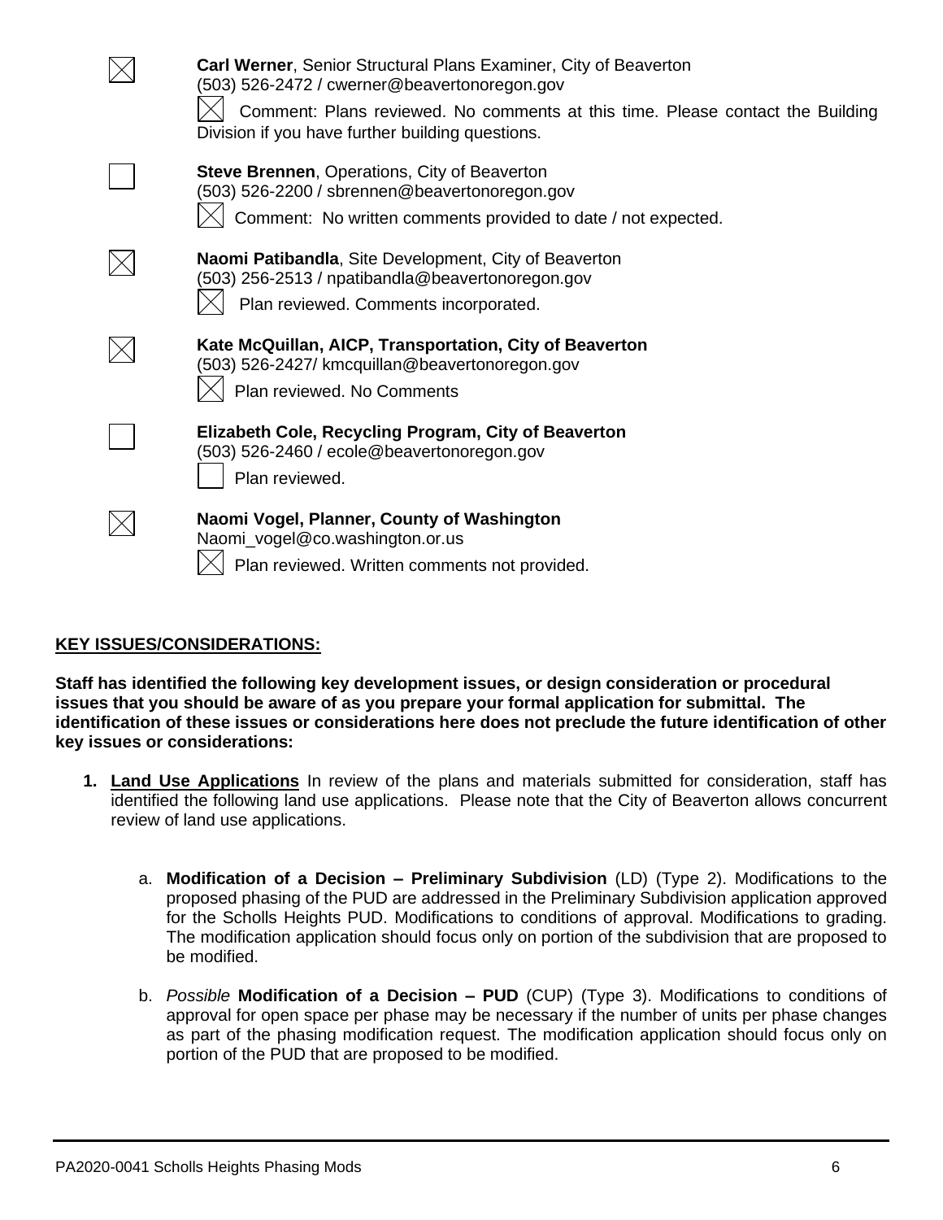☒ **Carl Werner**, Senior Structural Plans Examiner, City of Beaverton
(503) 526-2472 / cwerner@beavertonoregon.gov
☒ Comment: Plans reviewed. No comments at this time. Please contact the Building Division if you have further building questions.

☐ **Steve Brennen**, Operations, City of Beaverton
(503) 526-2200 / sbrennen@beavertonoregon.gov
☒ Comment: No written comments provided to date / not expected.

☒ **Naomi Patibandla**, Site Development, City of Beaverton
(503) 256-2513 / npatibandla@beavertonoregon.gov
☒ Plan reviewed. Comments incorporated.

☒ **Kate McQuillan, AICP, Transportation, City of Beaverton**
(503) 526-2427/ kmcquillan@beavertonoregon.gov
☒ Plan reviewed. No Comments

☐ **Elizabeth Cole, Recycling Program, City of Beaverton**
(503) 526-2460 / ecole@beavertonoregon.gov
☐ Plan reviewed.

☒ **Naomi Vogel, Planner, County of Washington**
Naomi_vogel@co.washington.or.us
☒ Plan reviewed. Written comments not provided.

## KEY ISSUES/CONSIDERATIONS:

**Staff has identified the following key development issues, or design consideration or procedural issues that you should be aware of as you prepare your formal application for submittal. The identification of these issues or considerations here does not preclude the future identification of other key issues or considerations:**

1. **Land Use Applications** In review of the plans and materials submitted for consideration, staff has identified the following land use applications. Please note that the City of Beaverton allows concurrent review of land use applications.

    a. **Modification of a Decision – Preliminary Subdivision** (LD) (Type 2). Modifications to the proposed phasing of the PUD are addressed in the Preliminary Subdivision application approved for the Scholls Heights PUD. Modifications to conditions of approval. Modifications to grading. The modification application should focus only on portion of the subdivision that are proposed to be modified.

    b. *Possible* **Modification of a Decision – PUD** (CUP) (Type 3). Modifications to conditions of approval for open space per phase may be necessary if the number of units per phase changes as part of the phasing modification request. The modification application should focus only on portion of the PUD that are proposed to be modified.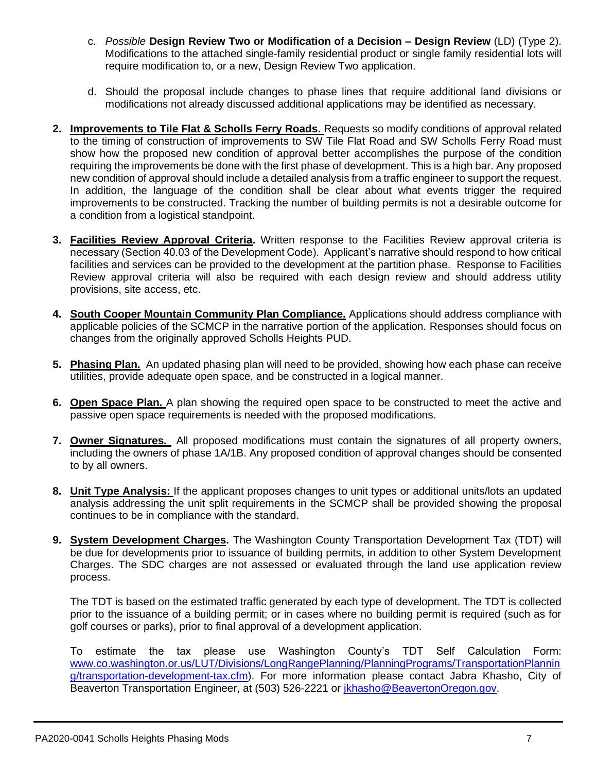c. *Possible* **Design Review Two or Modification of a Decision – Design Review** (LD) (Type 2). Modifications to the attached single-family residential product or single family residential lots will require modification to, or a new, Design Review Two application.

d. Should the proposal include changes to phase lines that require additional land divisions or modifications not already discussed additional applications may be identified as necessary.

2. **Improvements to Tile Flat & Scholls Ferry Roads.** Requests so modify conditions of approval related to the timing of construction of improvements to SW Tile Flat Road and SW Scholls Ferry Road must show how the proposed new condition of approval better accomplishes the purpose of the condition requiring the improvements be done with the first phase of development. This is a high bar. Any proposed new condition of approval should include a detailed analysis from a traffic engineer to support the request. In addition, the language of the condition shall be clear about what events trigger the required improvements to be constructed. Tracking the number of building permits is not a desirable outcome for a condition from a logistical standpoint.

3. **Facilities Review Approval Criteria.** Written response to the Facilities Review approval criteria is necessary (Section 40.03 of the Development Code). Applicant's narrative should respond to how critical facilities and services can be provided to the development at the partition phase. Response to Facilities Review approval criteria will also be required with each design review and should address utility provisions, site access, etc.

4. **South Cooper Mountain Community Plan Compliance.** Applications should address compliance with applicable policies of the SCMCP in the narrative portion of the application. Responses should focus on changes from the originally approved Scholls Heights PUD.

5. **Phasing Plan.** An updated phasing plan will need to be provided, showing how each phase can receive utilities, provide adequate open space, and be constructed in a logical manner.

6. **Open Space Plan.** A plan showing the required open space to be constructed to meet the active and passive open space requirements is needed with the proposed modifications.

7. **Owner Signatures.** All proposed modifications must contain the signatures of all property owners, including the owners of phase 1A/1B. Any proposed condition of approval changes should be consented to by all owners.

8. **Unit Type Analysis:** If the applicant proposes changes to unit types or additional units/lots an updated analysis addressing the unit split requirements in the SCMCP shall be provided showing the proposal continues to be in compliance with the standard.

9. **System Development Charges.** The Washington County Transportation Development Tax (TDT) will be due for developments prior to issuance of building permits, in addition to other System Development Charges. The SDC charges are not assessed or evaluated through the land use application review process.

   The TDT is based on the estimated traffic generated by each type of development. The TDT is collected prior to the issuance of a building permit; or in cases where no building permit is required (such as for golf courses or parks), prior to final approval of a development application.

   To estimate the tax please use Washington County's TDT Self Calculation Form: www.co.washington.or.us/LUT/Divisions/LongRangePlanning/PlanningPrograms/TransportationPlanning/transportation-development-tax.cfm). For more information please contact Jabra Khasho, City of Beaverton Transportation Engineer, at (503) 526-2221 or jkhasho@BeavertonOregon.gov.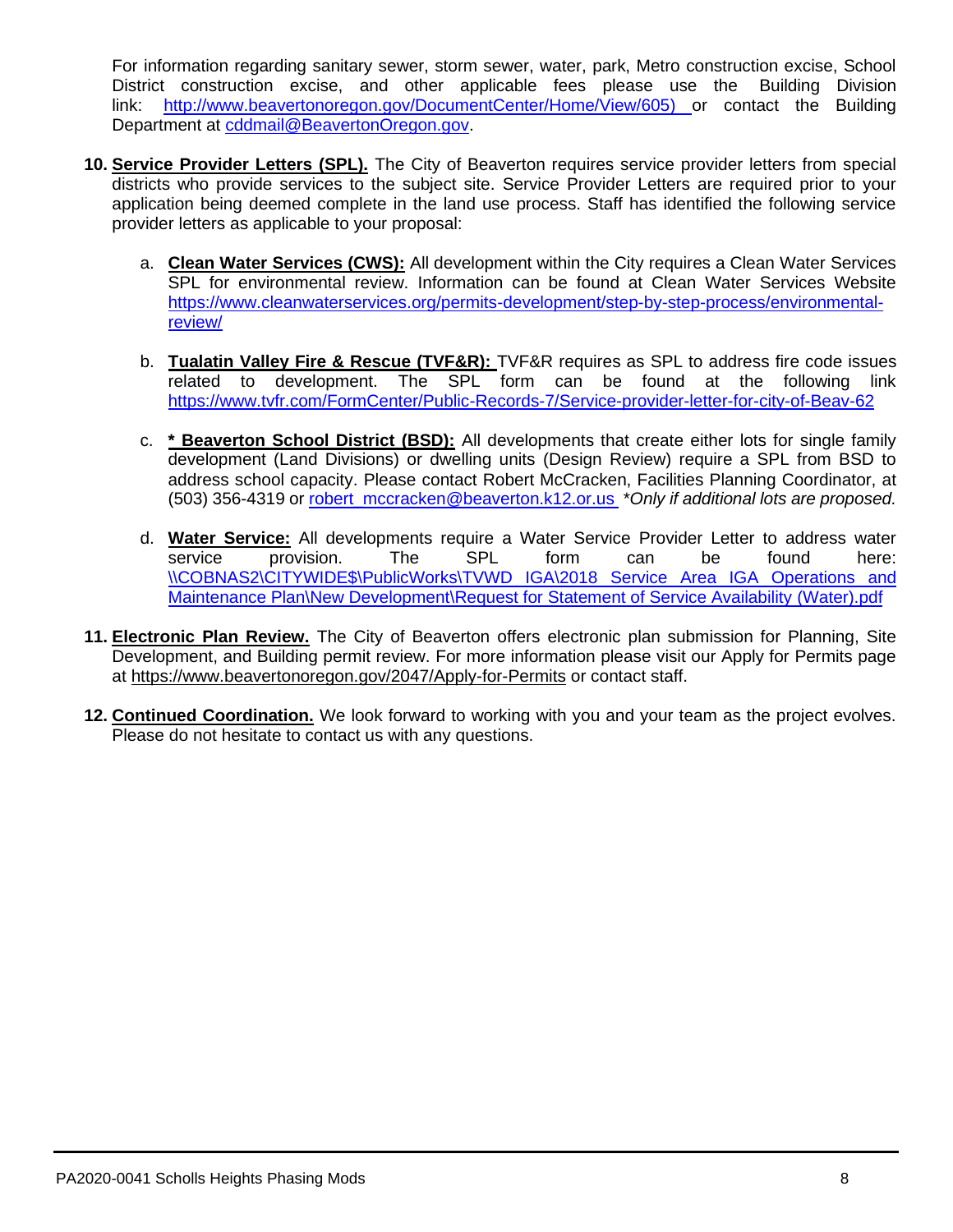For information regarding sanitary sewer, storm sewer, water, park, Metro construction excise, School District construction excise, and other applicable fees please use the Building Division link: http://www.beavertonoregon.gov/DocumentCenter/Home/View/605) or contact the Building Department at cddmail@BeavertonOregon.gov.

10. **Service Provider Letters (SPL).** The City of Beaverton requires service provider letters from special districts who provide services to the subject site. Service Provider Letters are required prior to your application being deemed complete in the land use process. Staff has identified the following service provider letters as applicable to your proposal:

    a. **Clean Water Services (CWS):** All development within the City requires a Clean Water Services SPL for environmental review. Information can be found at Clean Water Services Website https://www.cleanwaterservices.org/permits-development/step-by-step-process/environmental-review/

    b. **Tualatin Valley Fire & Rescue (TVF&R):** TVF&R requires as SPL to address fire code issues related to development. The SPL form can be found at the following link https://www.tvfr.com/FormCenter/Public-Records-7/Service-provider-letter-for-city-of-Beav-62

    c. **\* Beaverton School District (BSD):** All developments that create either lots for single family development (Land Divisions) or dwelling units (Design Review) require a SPL from BSD to address school capacity. Please contact Robert McCracken, Facilities Planning Coordinator, at (503) 356-4319 or robert_mccracken@beaverton.k12.or.us *\*Only if additional lots are proposed.*

    d. **Water Service:** All developments require a Water Service Provider Letter to address water service provision. The SPL form can be found here: \\COBNAS2\CITYWIDE$\PublicWorks\TVWD IGA\2018 Service Area IGA Operations and Maintenance Plan\New Development\Request for Statement of Service Availability (Water).pdf

11. **Electronic Plan Review.** The City of Beaverton offers electronic plan submission for Planning, Site Development, and Building permit review. For more information please visit our Apply for Permits page at https://www.beavertonoregon.gov/2047/Apply-for-Permits or contact staff.

12. **Continued Coordination.** We look forward to working with you and your team as the project evolves. Please do not hesitate to contact us with any questions.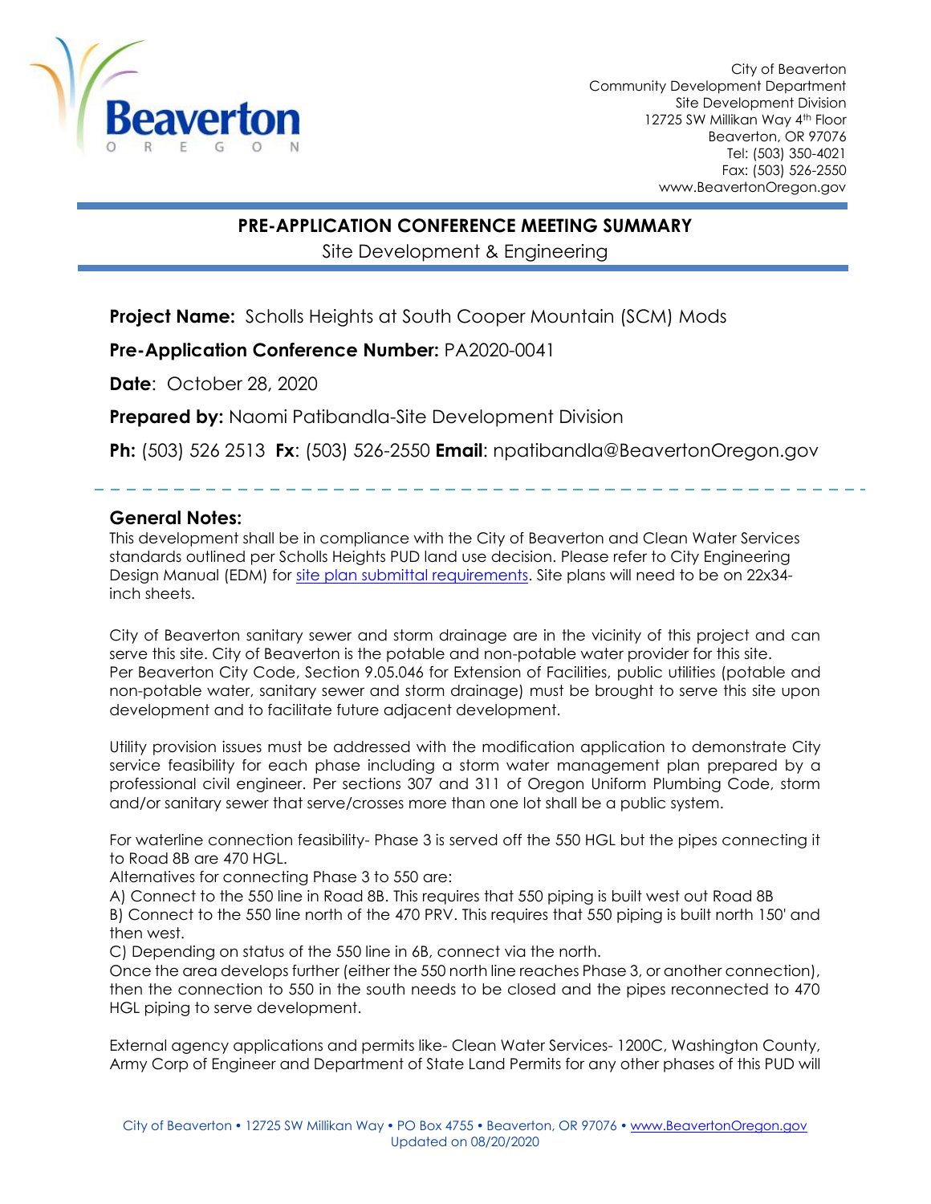City of Beaverton
Community Development Department
Site Development Division
12725 SW Millikan Way 4th Floor
Beaverton, OR 97076
Tel: (503) 350-4021
Fax: (503) 526-2550
www.BeavertonOregon.gov

## PRE-APPLICATION CONFERENCE MEETING SUMMARY

Site Development & Engineering

**Project Name:** Scholls Heights at South Cooper Mountain (SCM) Mods

**Pre-Application Conference Number:** PA2020-0041

**Date**: October 28, 2020

**Prepared by:** Naomi Patibandla-Site Development Division

**Ph:** (503) 526 2513 **Fx**: (503) 526-2550 **Email**: npatibandla@BeavertonOregon.gov

### General Notes:

This development shall be in compliance with the City of Beaverton and Clean Water Services standards outlined per Scholls Heights PUD land use decision. Please refer to City Engineering Design Manual (EDM) for site plan submittal requirements. Site plans will need to be on 22x34-inch sheets.

City of Beaverton sanitary sewer and storm drainage are in the vicinity of this project and can serve this site. City of Beaverton is the potable and non-potable water provider for this site. Per Beaverton City Code, Section 9.05.046 for Extension of Facilities, public utilities (potable and non-potable water, sanitary sewer and storm drainage) must be brought to serve this site upon development and to facilitate future adjacent development.

Utility provision issues must be addressed with the modification application to demonstrate City service feasibility for each phase including a storm water management plan prepared by a professional civil engineer. Per sections 307 and 311 of Oregon Uniform Plumbing Code, storm and/or sanitary sewer that serve/crosses more than one lot shall be a public system.

For waterline connection feasibility- Phase 3 is served off the 550 HGL but the pipes connecting it to Road 8B are 470 HGL.
Alternatives for connecting Phase 3 to 550 are:
A) Connect to the 550 line in Road 8B. This requires that 550 piping is built west out Road 8B
B) Connect to the 550 line north of the 470 PRV. This requires that 550 piping is built north 150' and then west.
C) Depending on status of the 550 line in 6B, connect via the north.
Once the area develops further (either the 550 north line reaches Phase 3, or another connection), then the connection to 550 in the south needs to be closed and the pipes reconnected to 470 HGL piping to serve development.

External agency applications and permits like- Clean Water Services- 1200C, Washington County, Army Corp of Engineer and Department of State Land Permits for any other phases of this PUD will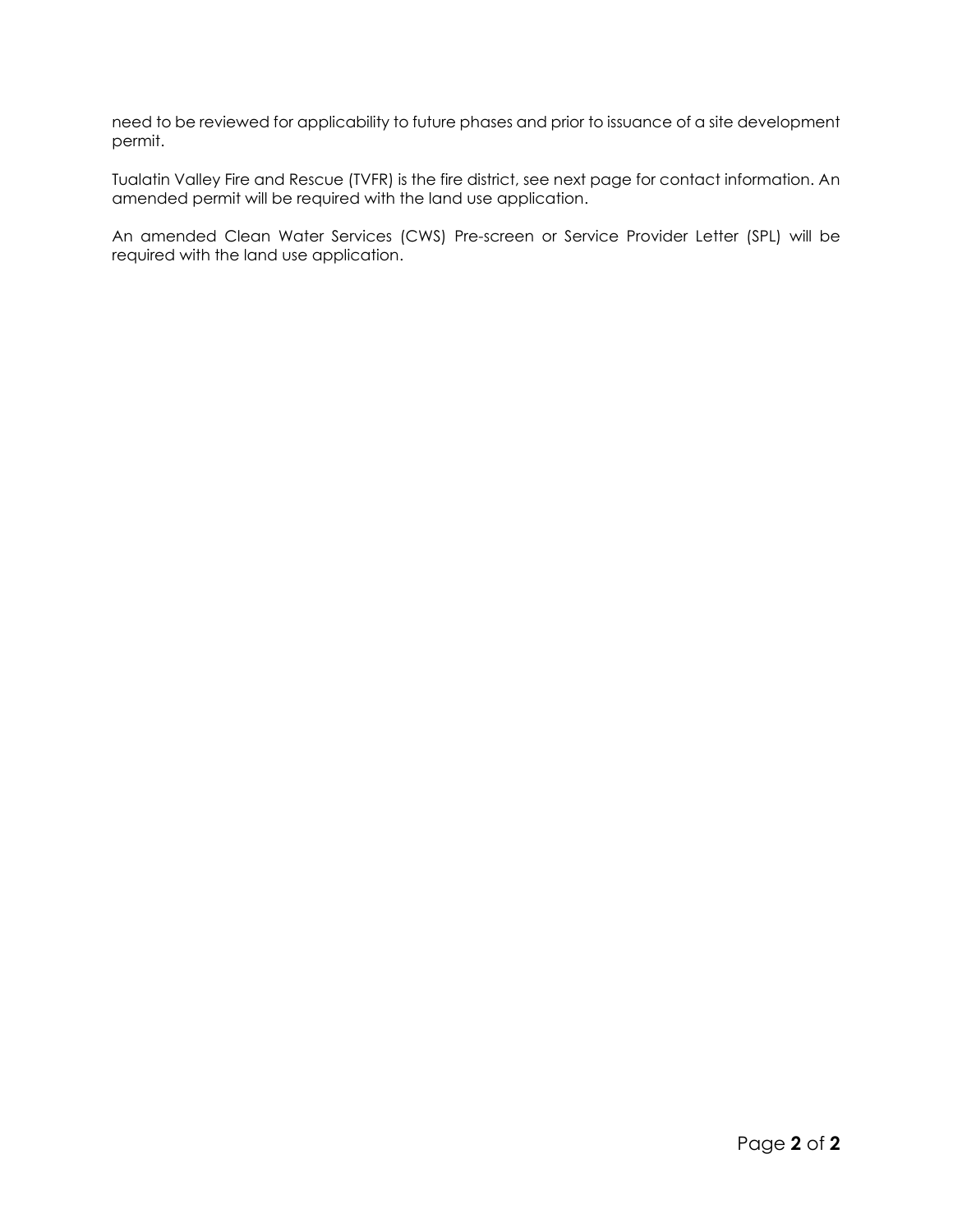need to be reviewed for applicability to future phases and prior to issuance of a site development permit.

Tualatin Valley Fire and Rescue (TVFR) is the fire district, see next page for contact information. An amended permit will be required with the land use application.

An amended Clean Water Services (CWS) Pre-screen or Service Provider Letter (SPL) will be required with the land use application.